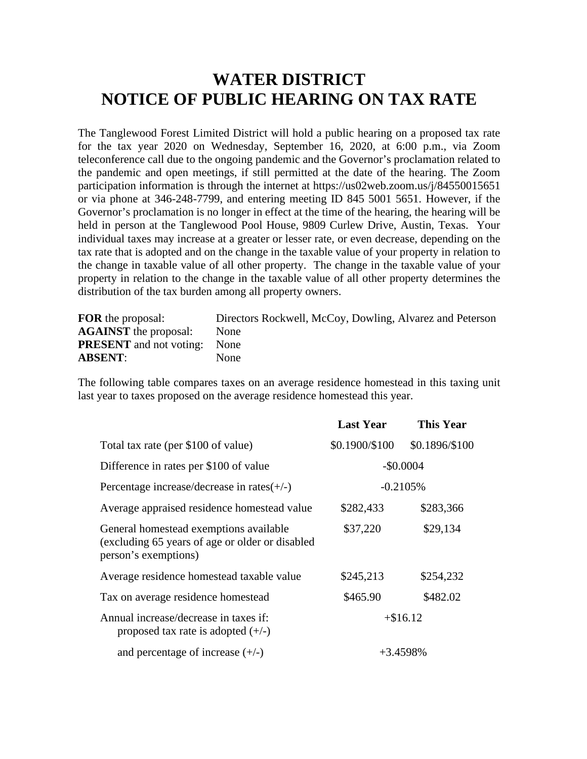# WATER DISTRICT
# NOTICE OF PUBLIC HEARING ON TAX RATE

The Tanglewood Forest Limited District will hold a public hearing on a proposed tax rate for the tax year 2020 on Wednesday, September 16, 2020, at 6:00 p.m., via Zoom teleconference call due to the ongoing pandemic and the Governor's proclamation related to the pandemic and open meetings, if still permitted at the date of the hearing. The Zoom participation information is through the internet at https://us02web.zoom.us/j/84550015651 or via phone at 346-248-7799, and entering meeting ID 845 5001 5651. However, if the Governor's proclamation is no longer in effect at the time of the hearing, the hearing will be held in person at the Tanglewood Pool House, 9809 Curlew Drive, Austin, Texas. Your individual taxes may increase at a greater or lesser rate, or even decrease, depending on the tax rate that is adopted and on the change in the taxable value of your property in relation to the change in taxable value of all other property. The change in the taxable value of your property in relation to the change in the taxable value of all other property determines the distribution of the tax burden among all property owners.

| | |
|---|---|
| **FOR** the proposal: | Directors Rockwell, McCoy, Dowling, Alvarez and Peterson |
| **AGAINST** the proposal: | None |
| **PRESENT** and not voting: | None |
| **ABSENT**: | None |

The following table compares taxes on an average residence homestead in this taxing unit last year to taxes proposed on the average residence homestead this year.

| | **Last Year** | **This Year** |
|---|---|---|
| Total tax rate (per $100 of value) | $0.1900/$100 | $0.1896/$100 |
| Difference in rates per $100 of value | -$0.0004 | |
| Percentage increase/decrease in rates(+/-) | -0.2105% | |
| Average appraised residence homestead value | $282,433 | $283,366 |
| General homestead exemptions available (excluding 65 years of age or older or disabled person's exemptions) | $37,220 | $29,134 |
| Average residence homestead taxable value | $245,213 | $254,232 |
| Tax on average residence homestead | $465.90 | $482.02 |
| Annual increase/decrease in taxes if: proposed tax rate is adopted (+/-) | +$16.12 | |
| and percentage of increase (+/-) | +3.4598% | |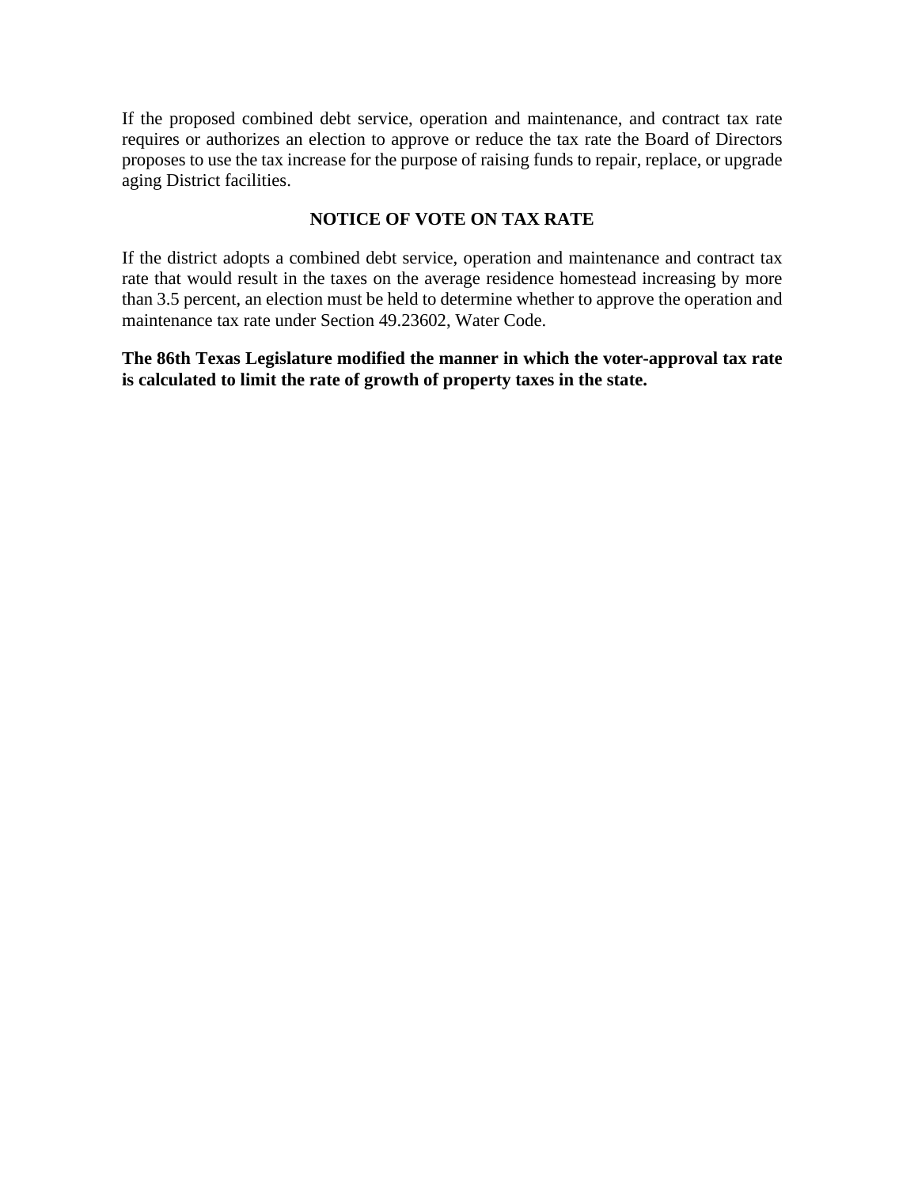If the proposed combined debt service, operation and maintenance, and contract tax rate requires or authorizes an election to approve or reduce the tax rate the Board of Directors proposes to use the tax increase for the purpose of raising funds to repair, replace, or upgrade aging District facilities.

## NOTICE OF VOTE ON TAX RATE

If the district adopts a combined debt service, operation and maintenance and contract tax rate that would result in the taxes on the average residence homestead increasing by more than 3.5 percent, an election must be held to determine whether to approve the operation and maintenance tax rate under Section 49.23602, Water Code.

**The 86th Texas Legislature modified the manner in which the voter-approval tax rate is calculated to limit the rate of growth of property taxes in the state.**